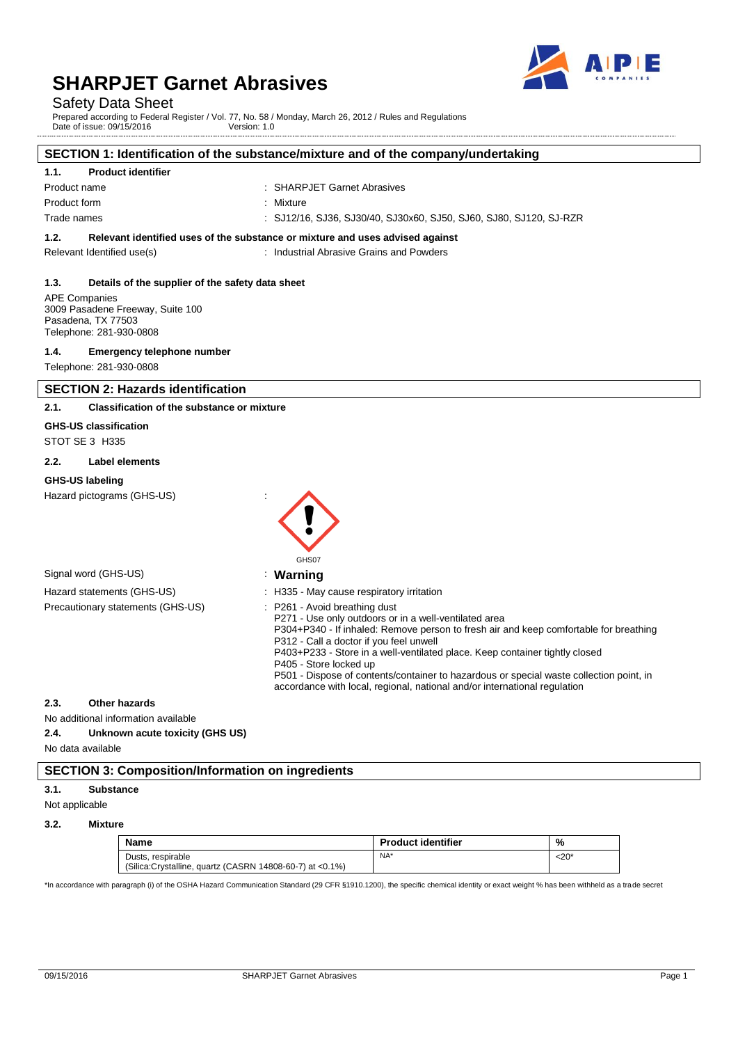# SHARPJET Garnet Abrasives

Safety Data Sheet

Prepared according to Federal Register / Vol. 77, No. 58 / Monday, March 26, 2012 / Rules and Regulations

Date of issue: 09/15/2016 Version: 1.0

## SECTION 1: Identification of the substance/mixture and of the company/undertaking

### 1.1. Product identifier

Product name : SHARPJET Garnet Abrasives

Product form : Mixture

Trade names : SJ12/16, SJ36, SJ30/40, SJ30x60, SJ50, SJ60, SJ80, SJ120, SJ-RZR

### 1.2. Relevant identified uses of the substance or mixture and uses advised against

Relevant Identified use(s) : Industrial Abrasive Grains and Powders

### 1.3. Details of the supplier of the safety data sheet

APE Companies
3009 Pasadene Freeway, Suite 100
Pasadena, TX 77503
Telephone: 281-930-0808

### 1.4. Emergency telephone number

Telephone: 281-930-0808

## SECTION 2: Hazards identification

### 2.1. Classification of the substance or mixture

**GHS-US classification**

STOT SE 3 H335

### 2.2. Label elements

**GHS-US labeling**

Hazard pictograms (GHS-US) :

GHS07

Signal word (GHS-US) : **Warning**

Hazard statements (GHS-US) : H335 - May cause respiratory irritation

Precautionary statements (GHS-US) : P261 - Avoid breathing dust
P271 - Use only outdoors or in a well-ventilated area
P304+P340 - If inhaled: Remove person to fresh air and keep comfortable for breathing
P312 - Call a doctor if you feel unwell
P403+P233 - Store in a well-ventilated place. Keep container tightly closed
P405 - Store locked up
P501 - Dispose of contents/container to hazardous or special waste collection point, in accordance with local, regional, national and/or international regulation

### 2.3. Other hazards

No additional information available

### 2.4. Unknown acute toxicity (GHS US)

No data available

## SECTION 3: Composition/Information on ingredients

### 3.1. Substance

Not applicable

### 3.2. Mixture

| Name | Product identifier | % |
|---|---|---|
| Dusts, respirable (Silica:Crystalline, quartz (CASRN 14808-60-7) at <0.1%) | NA* | <20* |

*In accordance with paragraph (i) of the OSHA Hazard Communication Standard (29 CFR §1910.1200), the specific chemical identity or exact weight % has been withheld as a trade secret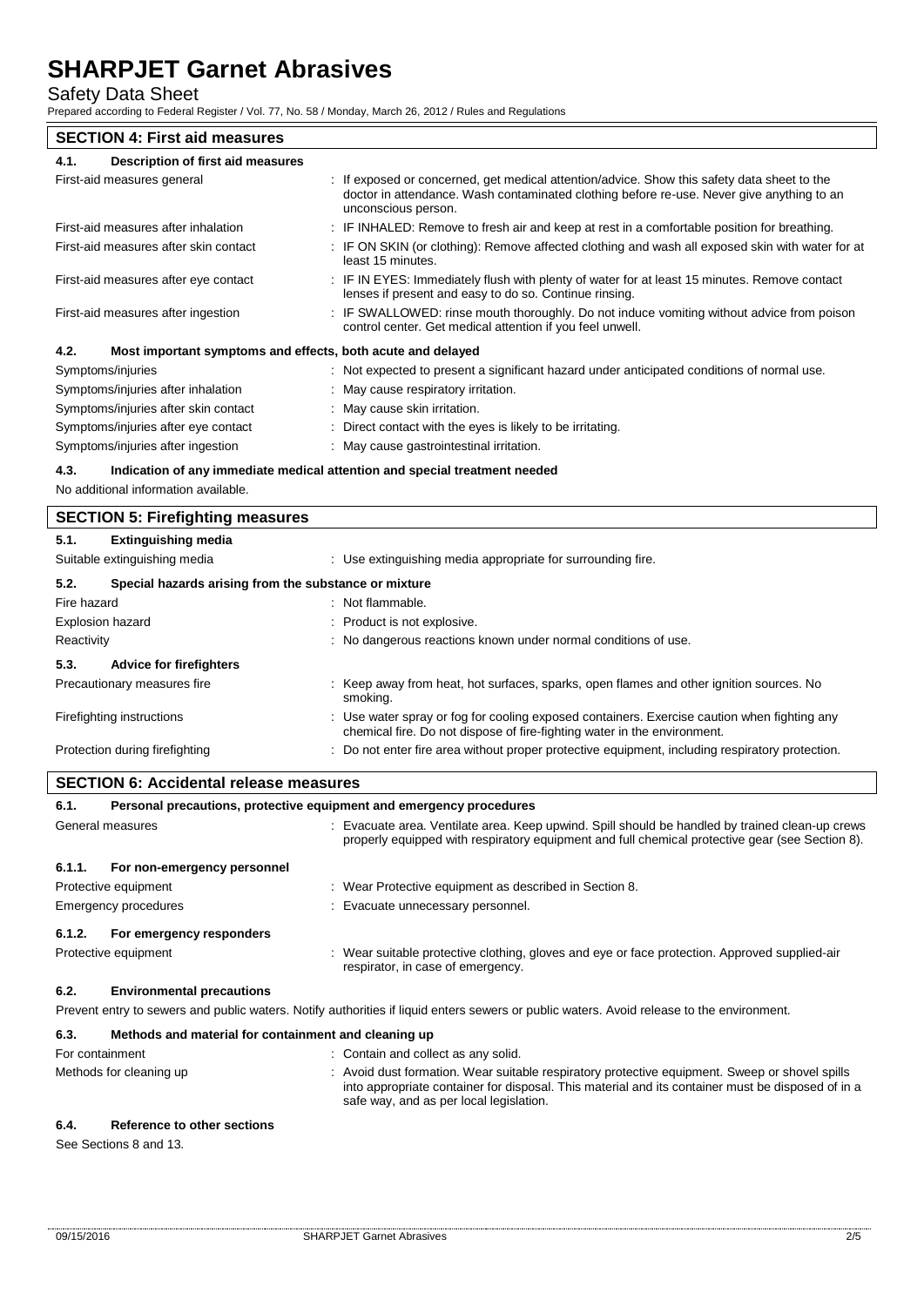## SECTION 4: First aid measures

### 4.1. Description of first aid measures

| | |
|---|---|
| First-aid measures general | : If exposed or concerned, get medical attention/advice. Show this safety data sheet to the doctor in attendance. Wash contaminated clothing before re-use. Never give anything to an unconscious person. |
| First-aid measures after inhalation | : IF INHALED: Remove to fresh air and keep at rest in a comfortable position for breathing. |
| First-aid measures after skin contact | : IF ON SKIN (or clothing): Remove affected clothing and wash all exposed skin with water for at least 15 minutes. |
| First-aid measures after eye contact | : IF IN EYES: Immediately flush with plenty of water for at least 15 minutes. Remove contact lenses if present and easy to do so. Continue rinsing. |
| First-aid measures after ingestion | : IF SWALLOWED: rinse mouth thoroughly. Do not induce vomiting without advice from poison control center. Get medical attention if you feel unwell. |

### 4.2. Most important symptoms and effects, both acute and delayed

| | |
|---|---|
| Symptoms/injuries | : Not expected to present a significant hazard under anticipated conditions of normal use. |
| Symptoms/injuries after inhalation | : May cause respiratory irritation. |
| Symptoms/injuries after skin contact | : May cause skin irritation. |
| Symptoms/injuries after eye contact | : Direct contact with the eyes is likely to be irritating. |
| Symptoms/injuries after ingestion | : May cause gastrointestinal irritation. |

### 4.3. Indication of any immediate medical attention and special treatment needed

No additional information available.

## SECTION 5: Firefighting measures

### 5.1. Extinguishing media

| | |
|---|---|
| Suitable extinguishing media | : Use extinguishing media appropriate for surrounding fire. |

### 5.2. Special hazards arising from the substance or mixture

| | |
|---|---|
| Fire hazard | : Not flammable. |
| Explosion hazard | : Product is not explosive. |
| Reactivity | : No dangerous reactions known under normal conditions of use. |

### 5.3. Advice for firefighters

| | |
|---|---|
| Precautionary measures fire | : Keep away from heat, hot surfaces, sparks, open flames and other ignition sources. No smoking. |
| Firefighting instructions | : Use water spray or fog for cooling exposed containers. Exercise caution when fighting any chemical fire. Do not dispose of fire-fighting water in the environment. |
| Protection during firefighting | : Do not enter fire area without proper protective equipment, including respiratory protection. |

## SECTION 6: Accidental release measures

### 6.1. Personal precautions, protective equipment and emergency procedures

| | |
|---|---|
| General measures | : Evacuate area. Ventilate area. Keep upwind. Spill should be handled by trained clean-up crews properly equipped with respiratory equipment and full chemical protective gear (see Section 8). |

#### 6.1.1. For non-emergency personnel

| | |
|---|---|
| Protective equipment | : Wear Protective equipment as described in Section 8. |
| Emergency procedures | : Evacuate unnecessary personnel. |

#### 6.1.2. For emergency responders

| | |
|---|---|
| Protective equipment | : Wear suitable protective clothing, gloves and eye or face protection. Approved supplied-air respirator, in case of emergency. |

### 6.2. Environmental precautions

Prevent entry to sewers and public waters. Notify authorities if liquid enters sewers or public waters. Avoid release to the environment.

### 6.3. Methods and material for containment and cleaning up

| | |
|---|---|
| For containment | : Contain and collect as any solid. |
| Methods for cleaning up | : Avoid dust formation. Wear suitable respiratory protective equipment. Sweep or shovel spills into appropriate container for disposal. This material and its container must be disposed of in a safe way, and as per local legislation. |

### 6.4. Reference to other sections

See Sections 8 and 13.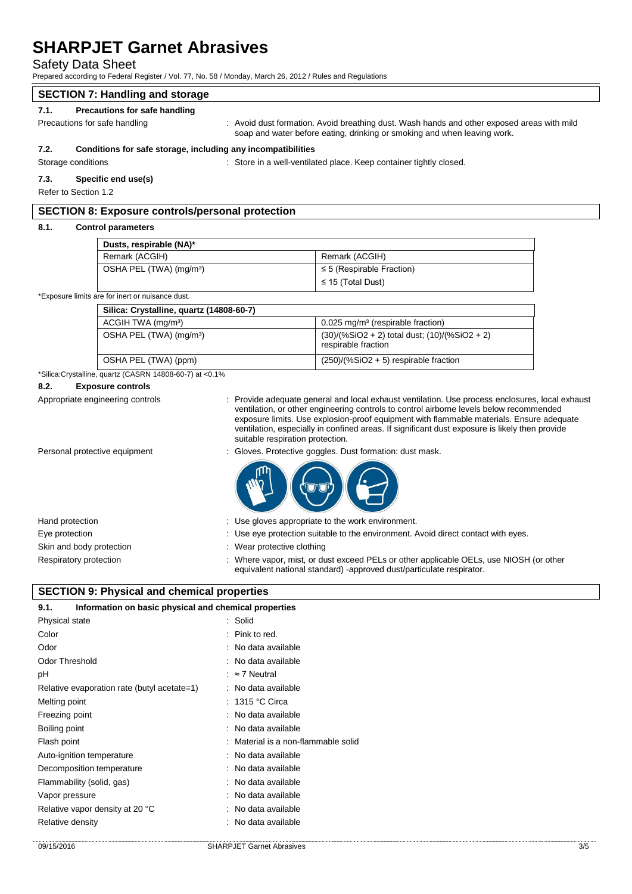## SECTION 7: Handling and storage

### 7.1. Precautions for safe handling

Precautions for safe handling : Avoid dust formation. Avoid breathing dust. Wash hands and other exposed areas with mild soap and water before eating, drinking or smoking and when leaving work.

### 7.2. Conditions for safe storage, including any incompatibilities

Storage conditions : Store in a well-ventilated place. Keep container tightly closed.

### 7.3. Specific end use(s)

Refer to Section 1.2

## SECTION 8: Exposure controls/personal protection

### 8.1. Control parameters

| Dusts, respirable (NA)* | |
|---|---|
| Remark (ACGIH) | Remark (ACGIH) |
| OSHA PEL (TWA) ($mg/m^3$) | ≤ 5 (Respirable Fraction)<br>≤ 15 (Total Dust) |

*Exposure limits are for inert or nuisance dust.

| Silica: Crystalline, quartz (14808-60-7) | |
|---|---|
| ACGIH TWA ($mg/m^3$) | 0.025 $mg/m^3$ (respirable fraction) |
| OSHA PEL (TWA) ($mg/m^3$) | (30)/(%$SiO_2$ + 2) total dust; (10)/(%$SiO_2$ + 2) respirable fraction |
| OSHA PEL (TWA) (ppm) | (250)/(%$SiO_2$ + 5) respirable fraction |

*Silica:Crystalline, quartz (CASRN 14808-60-7) at <0.1%

### 8.2. Exposure controls

Appropriate engineering controls : Provide adequate general and local exhaust ventilation. Use process enclosures, local exhaust ventilation, or other engineering controls to control airborne levels below recommended exposure limits. Use explosion-proof equipment with flammable materials. Ensure adequate ventilation, especially in confined areas. If significant dust exposure is likely then provide suitable respiration protection.

Personal protective equipment : Gloves. Protective goggles. Dust formation: dust mask.

Hand protection : Use gloves appropriate to the work environment.

Eye protection : Use eye protection suitable to the environment. Avoid direct contact with eyes.

Skin and body protection : Wear protective clothing

Respiratory protection : Where vapor, mist, or dust exceed PELs or other applicable OELs, use NIOSH (or other equivalent national standard) -approved dust/particulate respirator.

## SECTION 9: Physical and chemical properties

### 9.1. Information on basic physical and chemical properties

Physical state : Solid

Color : Pink to red.

Odor : No data available

Odor Threshold : No data available

pH : ≈ 7 Neutral

Relative evaporation rate (butyl acetate=1) : No data available

Melting point : 1315 °C Circa

Freezing point : No data available

Boiling point : No data available

Flash point : Material is a non-flammable solid

Auto-ignition temperature : No data available

Decomposition temperature : No data available

Flammability (solid, gas) : No data available

Vapor pressure : No data available

Relative vapor density at 20 °C : No data available

Relative density : No data available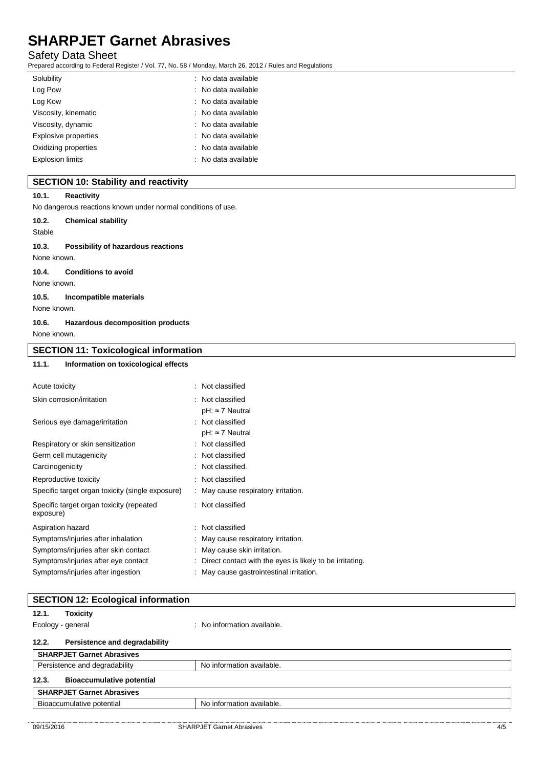| | |
|---|---|
| Solubility | : No data available |
| Log Pow | : No data available |
| Log Kow | : No data available |
| Viscosity, kinematic | : No data available |
| Viscosity, dynamic | : No data available |
| Explosive properties | : No data available |
| Oxidizing properties | : No data available |
| Explosion limits | : No data available |

## SECTION 10: Stability and reactivity

### 10.1. Reactivity

No dangerous reactions known under normal conditions of use.

### 10.2. Chemical stability

Stable

### 10.3. Possibility of hazardous reactions

None known.

### 10.4. Conditions to avoid

None known.

### 10.5. Incompatible materials

None known.

### 10.6. Hazardous decomposition products

None known.

## SECTION 11: Toxicological information

### 11.1. Information on toxicological effects

| | |
|---|---|
| Acute toxicity | : Not classified |
| Skin corrosion/irritation | : Not classified<br>pH: ≈ 7 Neutral |
| Serious eye damage/irritation | : Not classified<br>pH: ≈ 7 Neutral |
| Respiratory or skin sensitization | : Not classified |
| Germ cell mutagenicity | : Not classified |
| Carcinogenicity | : Not classified. |
| Reproductive toxicity | : Not classified |
| Specific target organ toxicity (single exposure) | : May cause respiratory irritation. |
| Specific target organ toxicity (repeated exposure) | : Not classified |
| Aspiration hazard | : Not classified |
| Symptoms/injuries after inhalation | : May cause respiratory irritation. |
| Symptoms/injuries after skin contact | : May cause skin irritation. |
| Symptoms/injuries after eye contact | : Direct contact with the eyes is likely to be irritating. |
| Symptoms/injuries after ingestion | : May cause gastrointestinal irritation. |

## SECTION 12: Ecological information

### 12.1. Toxicity

Ecology - general : No information available.

### 12.2. Persistence and degradability

| SHARPJET Garnet Abrasives | |
|---|---|
| Persistence and degradability | No information available. |

### 12.3. Bioaccumulative potential

| SHARPJET Garnet Abrasives | |
|---|---|
| Bioaccumulative potential | No information available. |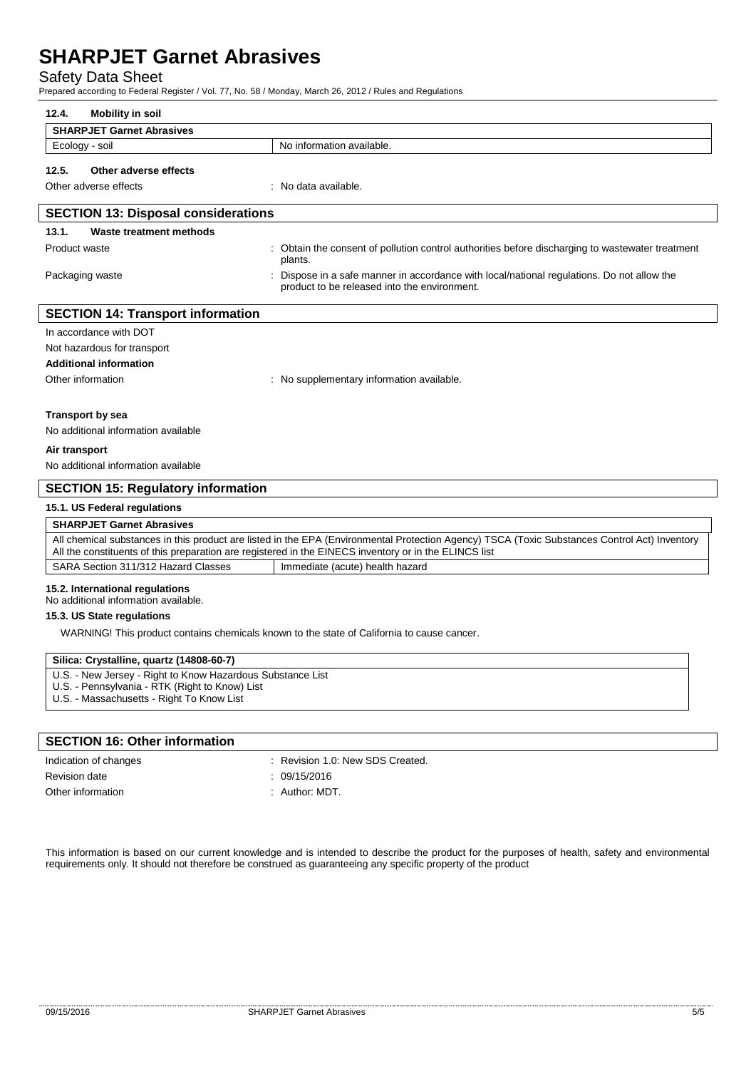#### 12.4. Mobility in soil

| SHARPJET Garnet Abrasives | |
|---|---|
| Ecology - soil | No information available. |

#### 12.5. Other adverse effects

Other adverse effects : No data available.

## SECTION 13: Disposal considerations

#### 13.1. Waste treatment methods

Product waste : Obtain the consent of pollution control authorities before discharging to wastewater treatment plants.

Packaging waste : Dispose in a safe manner in accordance with local/national regulations. Do not allow the product to be released into the environment.

## SECTION 14: Transport information

In accordance with DOT

Not hazardous for transport

**Additional information**

Other information : No supplementary information available.

**Transport by sea**

No additional information available

**Air transport**

No additional information available

## SECTION 15: Regulatory information

#### 15.1. US Federal regulations

| SHARPJET Garnet Abrasives | |
|---|---|
| All chemical substances in this product are listed in the EPA (Environmental Protection Agency) TSCA (Toxic Substances Control Act) Inventory<br>All the constituents of this preparation are registered in the EINECS inventory or in the ELINCS list | |
| SARA Section 311/312 Hazard Classes | Immediate (acute) health hazard |

#### 15.2. International regulations

No additional information available.

#### 15.3. US State regulations

WARNING! This product contains chemicals known to the state of California to cause cancer.

| Silica: Crystalline, quartz (14808-60-7) |
|---|
| U.S. - New Jersey - Right to Know Hazardous Substance List<br>U.S. - Pennsylvania - RTK (Right to Know) List<br>U.S. - Massachusetts - Right To Know List |

## SECTION 16: Other information

Indication of changes : Revision 1.0: New SDS Created.

Revision date : 09/15/2016

Other information : Author: MDT.

This information is based on our current knowledge and is intended to describe the product for the purposes of health, safety and environmental requirements only. It should not therefore be construed as guaranteeing any specific property of the product